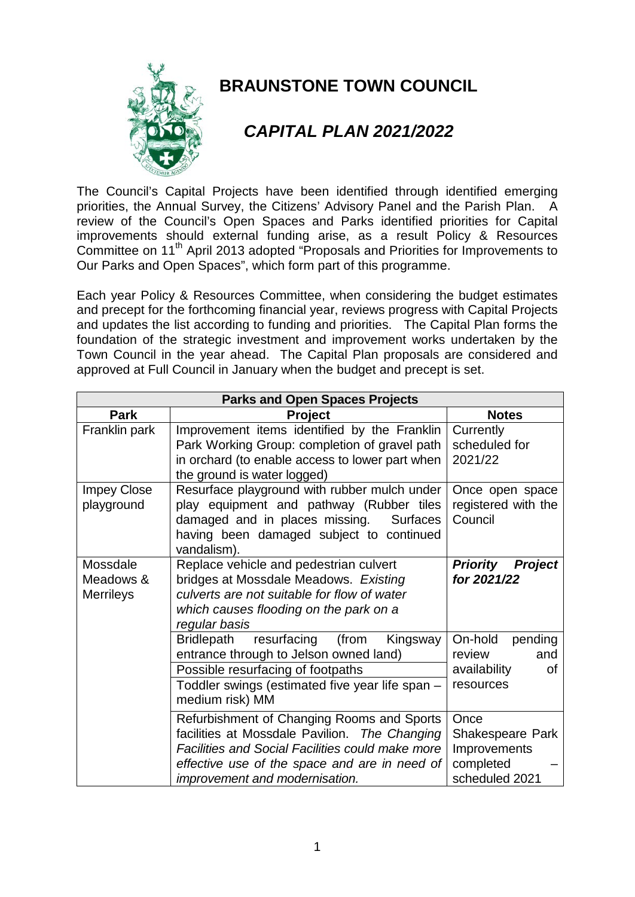# BRAUNSTONE TOWN COUNCIL

## *CAPITAL PLAN 2021/2022*

The Council's Capital Projects have been identified through identified emerging priorities, the Annual Survey, the Citizens' Advisory Panel and the Parish Plan. A review of the Council's Open Spaces and Parks identified priorities for Capital improvements should external funding arise, as a result Policy & Resources Committee on 11th April 2013 adopted "Proposals and Priorities for Improvements to Our Parks and Open Spaces", which form part of this programme.

Each year Policy & Resources Committee, when considering the budget estimates and precept for the forthcoming financial year, reviews progress with Capital Projects and updates the list according to funding and priorities. The Capital Plan forms the foundation of the strategic investment and improvement works undertaken by the Town Council in the year ahead. The Capital Plan proposals are considered and approved at Full Council in January when the budget and precept is set.

| **Parks and Open Spaces Projects** | | |
|---|---|---|
| **Park** | **Project** | **Notes** |
| Franklin park | Improvement items identified by the Franklin Park Working Group: completion of gravel path in orchard (to enable access to lower part when the ground is water logged) | Currently scheduled for 2021/22 |
| Impey Close playground | Resurface playground with rubber mulch under play equipment and pathway (Rubber tiles damaged and in places missing. Surfaces having been damaged subject to continued vandalism). | Once open space registered with the Council |
| Mossdale Meadows & Merrileys | Replace vehicle and pedestrian culvert bridges at Mossdale Meadows. *Existing culverts are not suitable for flow of water which causes flooding on the park on a regular basis* | ***Priority Project for 2021/22*** |
| | Bridlepath resurfacing (from Kingsway entrance through to Jelson owned land) | On-hold pending review and availability of resources |
| | Possible resurfacing of footpaths | |
| | Toddler swings (estimated five year life span – medium risk) MM | |
| | Refurbishment of Changing Rooms and Sports facilities at Mossdale Pavilion. *The Changing Facilities and Social Facilities could make more effective use of the space and are in need of improvement and modernisation.* | Once Shakespeare Park Improvements completed – scheduled 2021 |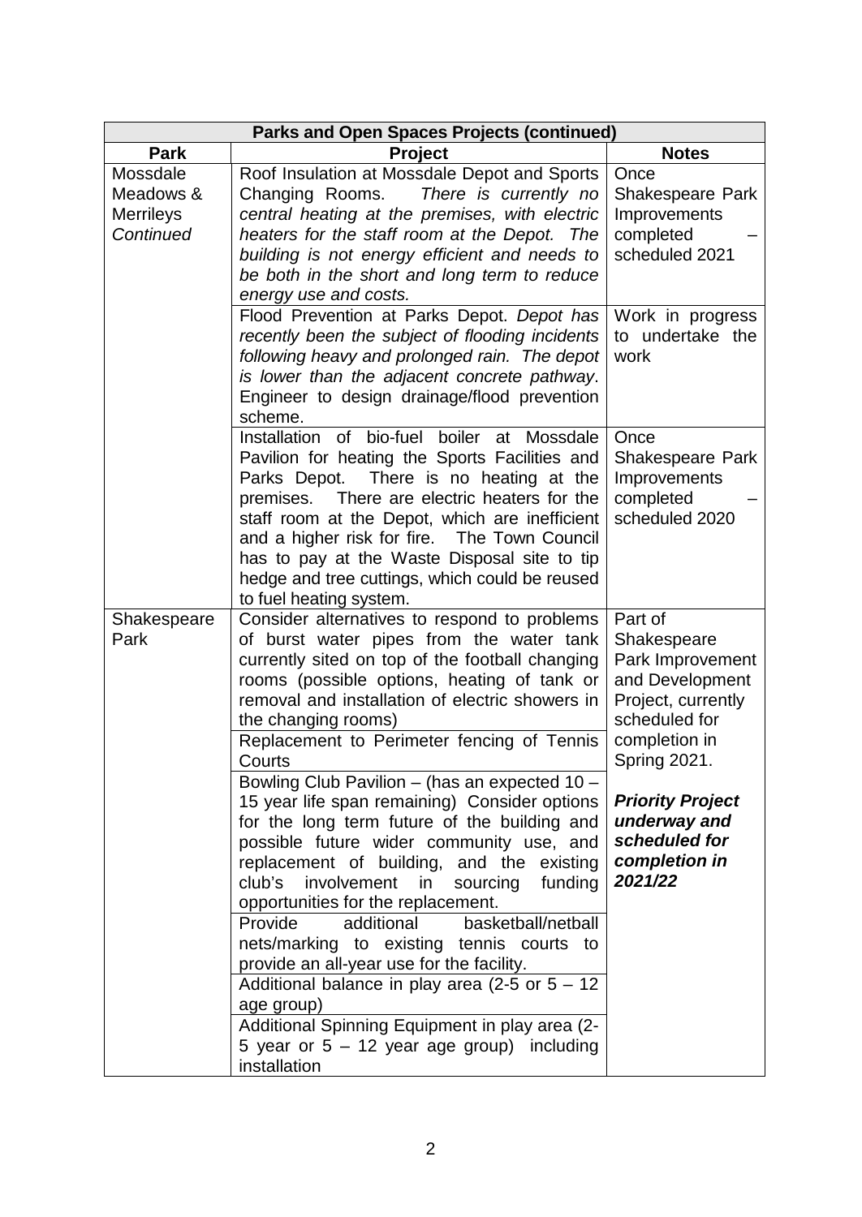| Parks and Open Spaces Projects (continued) | | |
|---|---|---|
| **Park** | **Project** | **Notes** |
| Mossdale Meadows & Merrileys *Continued* | Roof Insulation at Mossdale Depot and Sports Changing Rooms. *There is currently no central heating at the premises, with electric heaters for the staff room at the Depot. The building is not energy efficient and needs to be both in the short and long term to reduce energy use and costs.* | Once Shakespeare Park Improvements completed – scheduled 2021 |
| | Flood Prevention at Parks Depot. *Depot has recently been the subject of flooding incidents following heavy and prolonged rain. The depot is lower than the adjacent concrete pathway*. Engineer to design drainage/flood prevention scheme. | Work in progress to undertake the work |
| | Installation of bio-fuel boiler at Mossdale Pavilion for heating the Sports Facilities and Parks Depot. There is no heating at the premises. There are electric heaters for the staff room at the Depot, which are inefficient and a higher risk for fire. The Town Council has to pay at the Waste Disposal site to tip hedge and tree cuttings, which could be reused to fuel heating system. | Once Shakespeare Park Improvements completed – scheduled 2020 |
| Shakespeare Park | Consider alternatives to respond to problems of burst water pipes from the water tank currently sited on top of the football changing rooms (possible options, heating of tank or removal and installation of electric showers in the changing rooms) | Part of Shakespeare Park Improvement and Development Project, currently scheduled for completion in Spring 2021.<br><br>***Priority Project underway and scheduled for completion in 2021/22*** |
| | Replacement to Perimeter fencing of Tennis Courts | |
| | Bowling Club Pavilion – (has an expected 10 – 15 year life span remaining) Consider options for the long term future of the building and possible future wider community use, and replacement of building, and the existing club's involvement in sourcing funding opportunities for the replacement. | |
| | Provide additional basketball/netball nets/marking to existing tennis courts to provide an all-year use for the facility. | |
| | Additional balance in play area (2-5 or 5 – 12 age group) | |
| | Additional Spinning Equipment in play area (2-5 year or 5 – 12 year age group) including installation | |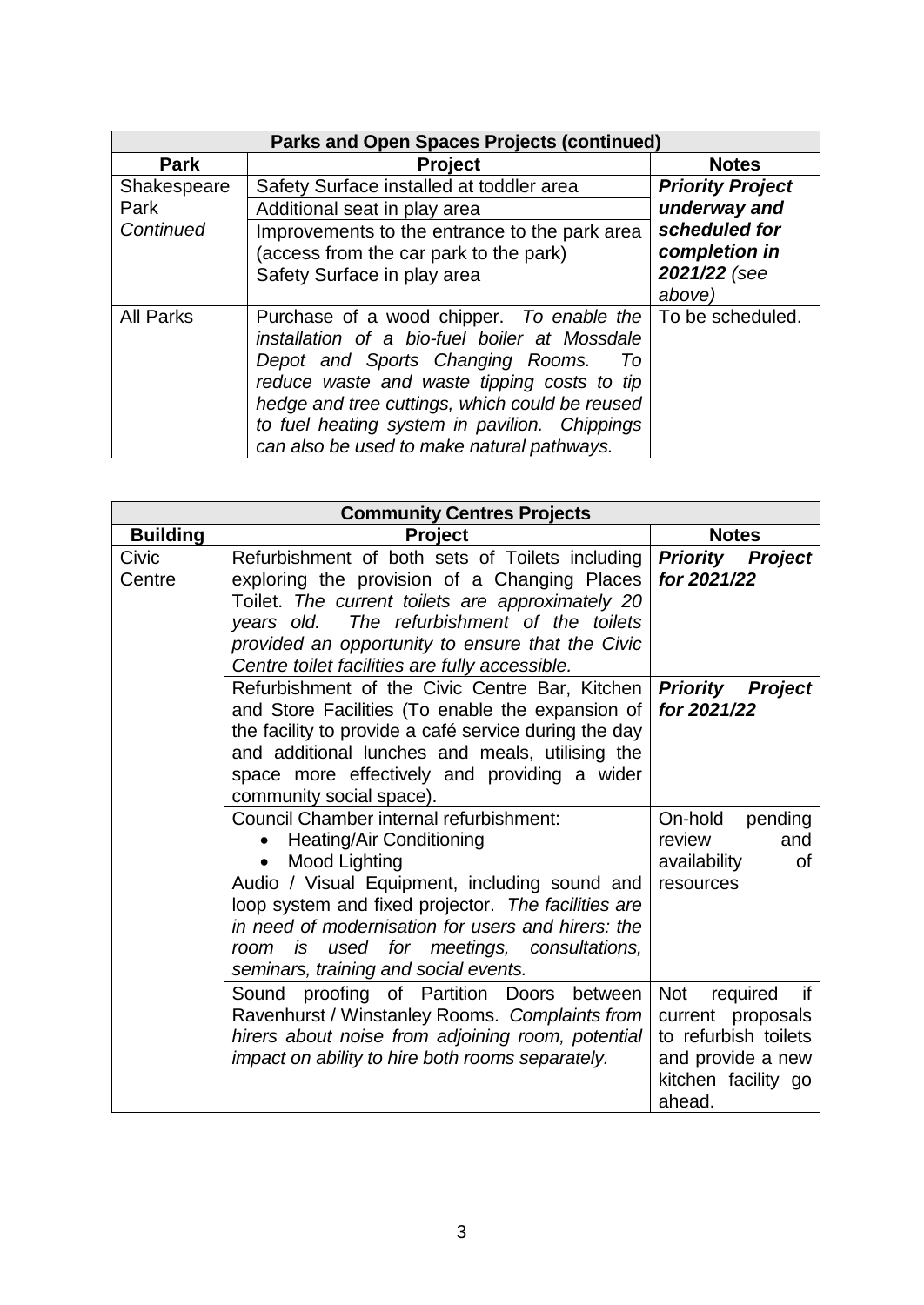| Parks and Open Spaces Projects (continued) | | |
|---|---|---|
| **Park** | **Project** | **Notes** |
| Shakespeare Park *Continued* | Safety Surface installed at toddler area | ***Priority Project underway and scheduled for completion in 2021/22*** *(see above)* |
| | Additional seat in play area | |
| | Improvements to the entrance to the park area (access from the car park to the park) | |
| | Safety Surface in play area | |
| All Parks | Purchase of a wood chipper. *To enable the installation of a bio-fuel boiler at Mossdale Depot and Sports Changing Rooms. To reduce waste and waste tipping costs to tip hedge and tree cuttings, which could be reused to fuel heating system in pavilion. Chippings can also be used to make natural pathways.* | To be scheduled. |

| Community Centres Projects | | |
|---|---|---|
| **Building** | **Project** | **Notes** |
| Civic Centre | Refurbishment of both sets of Toilets including exploring the provision of a Changing Places Toilet. *The current toilets are approximately 20 years old. The refurbishment of the toilets provided an opportunity to ensure that the Civic Centre toilet facilities are fully accessible.* | ***Priority Project for 2021/22*** |
| | Refurbishment of the Civic Centre Bar, Kitchen and Store Facilities (To enable the expansion of the facility to provide a café service during the day and additional lunches and meals, utilising the space more effectively and providing a wider community social space). | ***Priority Project for 2021/22*** |
| | Council Chamber internal refurbishment:<br>• Heating/Air Conditioning<br>• Mood Lighting<br>Audio / Visual Equipment, including sound and loop system and fixed projector. *The facilities are in need of modernisation for users and hirers: the room is used for meetings, consultations, seminars, training and social events.* | On-hold pending review and availability of resources |
| | Sound proofing of Partition Doors between Ravenhurst / Winstanley Rooms. *Complaints from hirers about noise from adjoining room, potential impact on ability to hire both rooms separately.* | Not required if current proposals to refurbish toilets and provide a new kitchen facility go ahead. |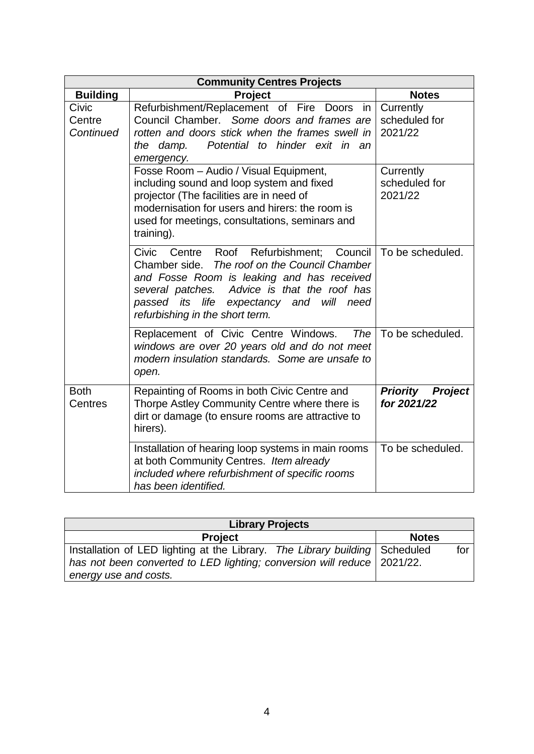| Community Centres Projects | | |
|---|---|---|
| **Building** | **Project** | **Notes** |
| Civic Centre *Continued* | Refurbishment/Replacement of Fire Doors in Council Chamber. *Some doors and frames are rotten and doors stick when the frames swell in the damp. Potential to hinder exit in an emergency.* | Currently scheduled for 2021/22 |
| | Fosse Room – Audio / Visual Equipment, including sound and loop system and fixed projector (The facilities are in need of modernisation for users and hirers: the room is used for meetings, consultations, seminars and training). | Currently scheduled for 2021/22 |
| | Civic Centre Roof Refurbishment; Council Chamber side. *The roof on the Council Chamber and Fosse Room is leaking and has received several patches. Advice is that the roof has passed its life expectancy and will need refurbishing in the short term.* | To be scheduled. |
| | Replacement of Civic Centre Windows. *The windows are over 20 years old and do not meet modern insulation standards. Some are unsafe to open.* | To be scheduled. |
| Both Centres | Repainting of Rooms in both Civic Centre and Thorpe Astley Community Centre where there is dirt or damage (to ensure rooms are attractive to hirers). | ***Priority Project for 2021/22*** |
| | Installation of hearing loop systems in main rooms at both Community Centres. *Item already included where refurbishment of specific rooms has been identified.* | To be scheduled. |

| Library Projects | |
|---|---|
| **Project** | **Notes** |
| Installation of LED lighting at the Library. *The Library building has not been converted to LED lighting; conversion will reduce energy use and costs.* | Scheduled for 2021/22. |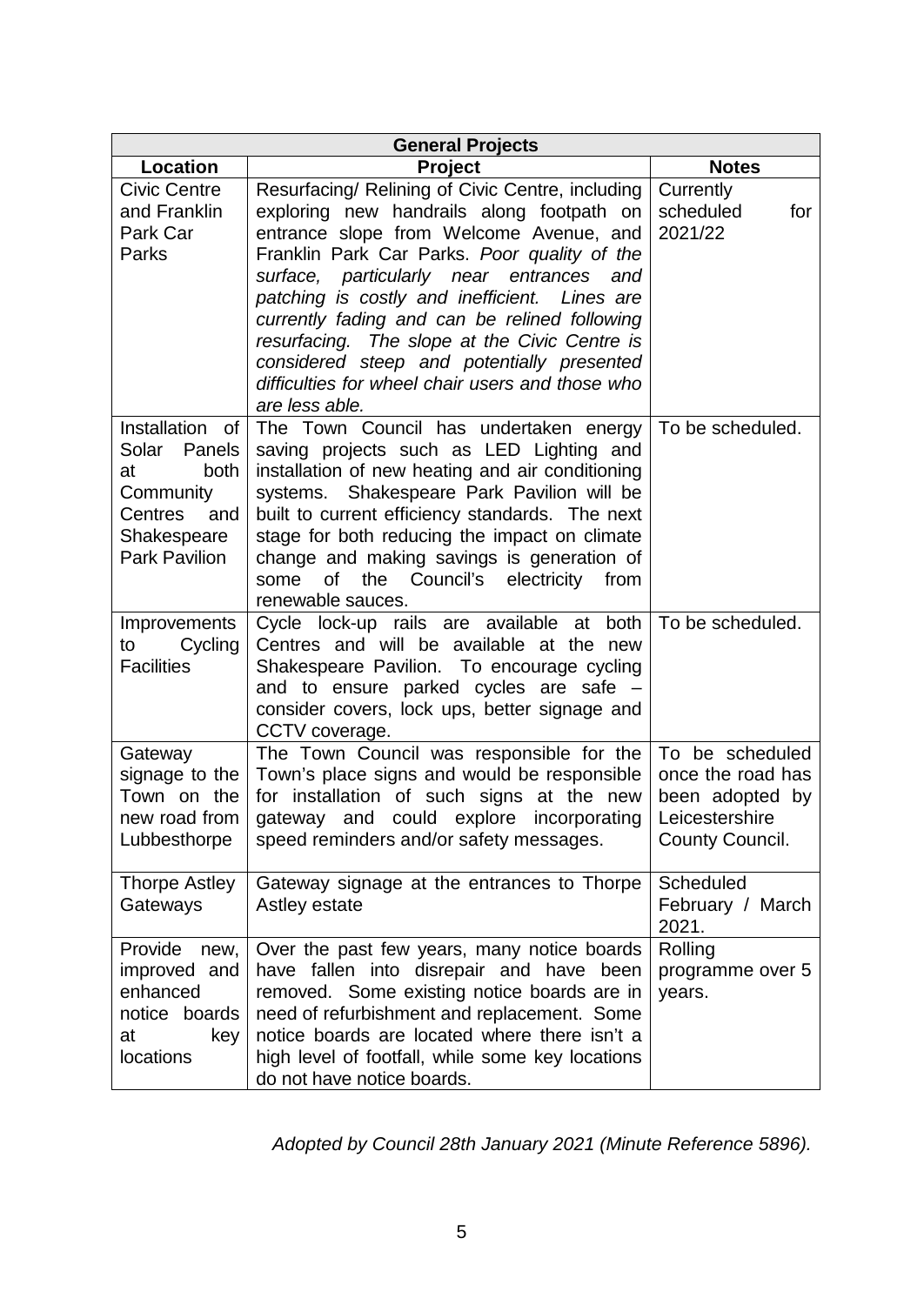| General Projects | | |
|---|---|---|
| **Location** | **Project** | **Notes** |
| Civic Centre and Franklin Park Car Parks | Resurfacing/ Relining of Civic Centre, including exploring new handrails along footpath on entrance slope from Welcome Avenue, and Franklin Park Car Parks. *Poor quality of the surface, particularly near entrances and patching is costly and inefficient. Lines are currently fading and can be relined following resurfacing. The slope at the Civic Centre is considered steep and potentially presented difficulties for wheel chair users and those who are less able.* | Currently scheduled for 2021/22 |
| Installation of Solar Panels at both Community Centres and Shakespeare Park Pavilion | The Town Council has undertaken energy saving projects such as LED Lighting and installation of new heating and air conditioning systems. Shakespeare Park Pavilion will be built to current efficiency standards. The next stage for both reducing the impact on climate change and making savings is generation of some of the Council's electricity from renewable sauces. | To be scheduled. |
| Improvements to Cycling Facilities | Cycle lock-up rails are available at both Centres and will be available at the new Shakespeare Pavilion. To encourage cycling and to ensure parked cycles are safe – consider covers, lock ups, better signage and CCTV coverage. | To be scheduled. |
| Gateway signage to the Town on the new road from Lubbesthorpe | The Town Council was responsible for the Town's place signs and would be responsible for installation of such signs at the new gateway and could explore incorporating speed reminders and/or safety messages. | To be scheduled once the road has been adopted by Leicestershire County Council. |
| Thorpe Astley Gateways | Gateway signage at the entrances to Thorpe Astley estate | Scheduled February / March 2021. |
| Provide new, improved and enhanced notice boards at key locations | Over the past few years, many notice boards have fallen into disrepair and have been removed. Some existing notice boards are in need of refurbishment and replacement. Some notice boards are located where there isn't a high level of footfall, while some key locations do not have notice boards. | Rolling programme over 5 years. |

*Adopted by Council 28th January 2021 (Minute Reference 5896).*